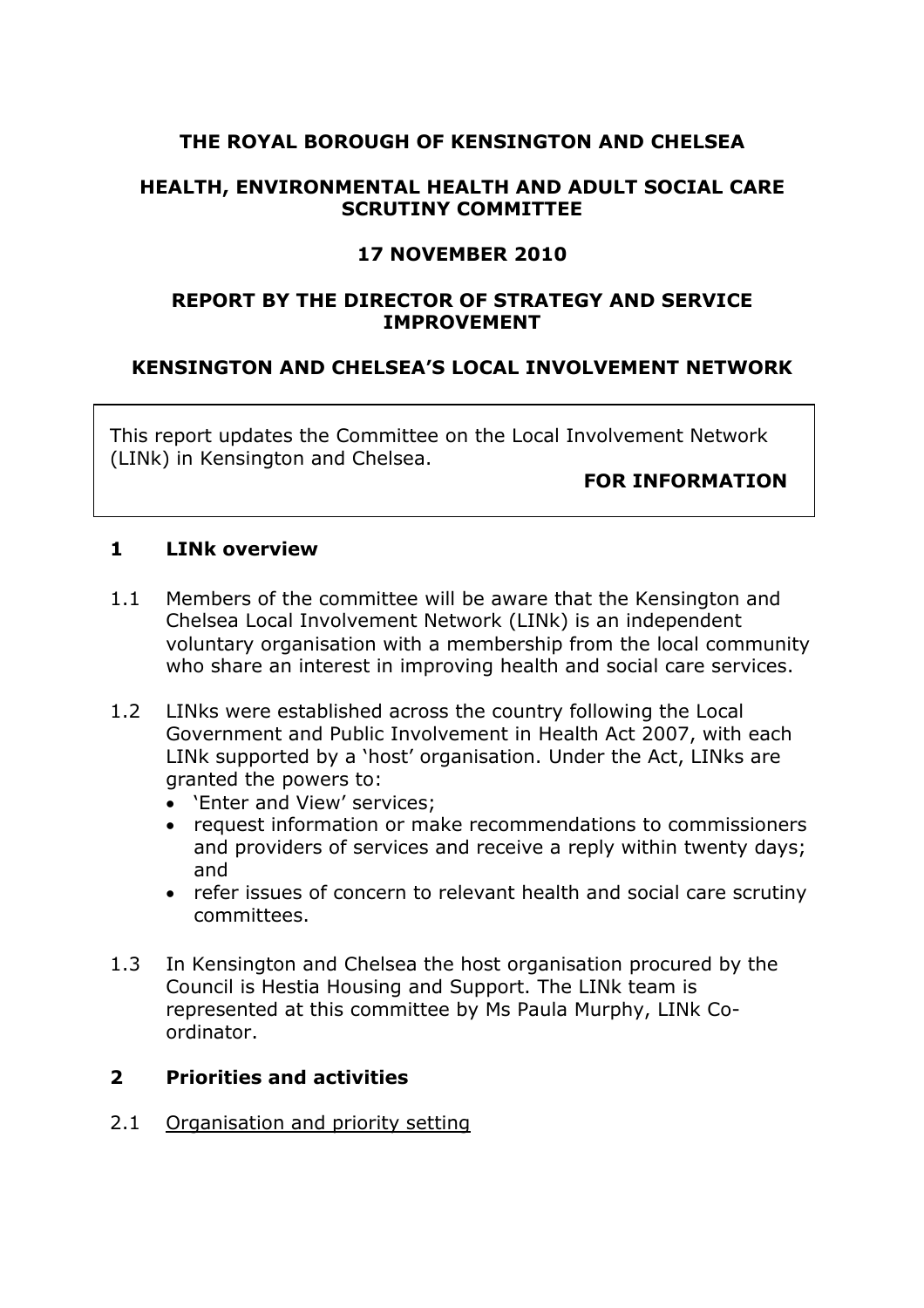# THE ROYAL BOROUGH OF KENSINGTON AND CHELSEA

## HEALTH, ENVIRONMENTAL HEALTH AND ADULT SOCIAL CARE SCRUTINY COMMITTEE

## 17 NOVEMBER 2010

## REPORT BY THE DIRECTOR OF STRATEGY AND SERVICE IMPROVEMENT

## KENSINGTON AND CHELSEA'S LOCAL INVOLVEMENT NETWORK

This report updates the Committee on the Local Involvement Network (LINk) in Kensington and Chelsea.

**FOR INFORMATION**

## 1 LINk overview

1.1 Members of the committee will be aware that the Kensington and Chelsea Local Involvement Network (LINk) is an independent voluntary organisation with a membership from the local community who share an interest in improving health and social care services.

1.2 LINks were established across the country following the Local Government and Public Involvement in Health Act 2007, with each LINk supported by a 'host' organisation. Under the Act, LINks are granted the powers to:

- 'Enter and View' services;
- request information or make recommendations to commissioners and providers of services and receive a reply within twenty days; and
- refer issues of concern to relevant health and social care scrutiny committees.

1.3 In Kensington and Chelsea the host organisation procured by the Council is Hestia Housing and Support. The LINk team is represented at this committee by Ms Paula Murphy, LINk Co-ordinator.

## 2 Priorities and activities

2.1 <u>Organisation and priority setting</u>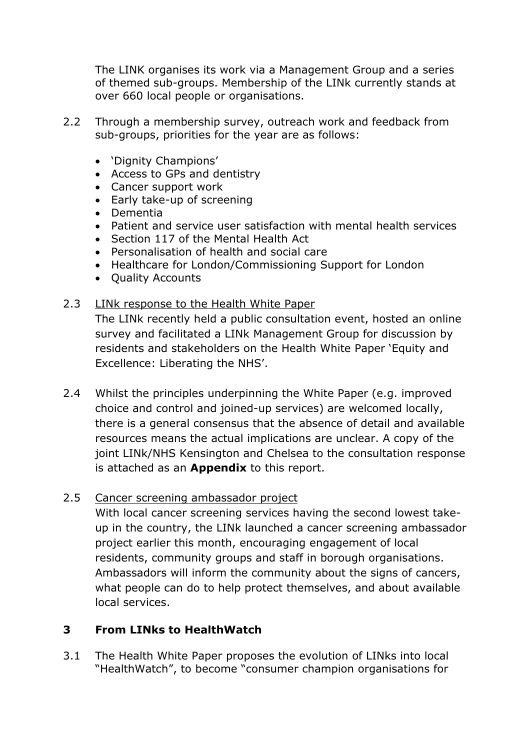The LINK organises its work via a Management Group and a series of themed sub-groups. Membership of the LINk currently stands at over 660 local people or organisations.

2.2 Through a membership survey, outreach work and feedback from sub-groups, priorities for the year are as follows:

- 'Dignity Champions'
- Access to GPs and dentistry
- Cancer support work
- Early take-up of screening
- Dementia
- Patient and service user satisfaction with mental health services
- Section 117 of the Mental Health Act
- Personalisation of health and social care
- Healthcare for London/Commissioning Support for London
- Quality Accounts

2.3 <u>LINk response to the Health White Paper</u>
The LINk recently held a public consultation event, hosted an online survey and facilitated a LINk Management Group for discussion by residents and stakeholders on the Health White Paper 'Equity and Excellence: Liberating the NHS'.

2.4 Whilst the principles underpinning the White Paper (e.g. improved choice and control and joined-up services) are welcomed locally, there is a general consensus that the absence of detail and available resources means the actual implications are unclear. A copy of the joint LINk/NHS Kensington and Chelsea to the consultation response is attached as an **Appendix** to this report.

2.5 <u>Cancer screening ambassador project</u>
With local cancer screening services having the second lowest take-up in the country, the LINk launched a cancer screening ambassador project earlier this month, encouraging engagement of local residents, community groups and staff in borough organisations. Ambassadors will inform the community about the signs of cancers, what people can do to help protect themselves, and about available local services.

## 3 From LINks to HealthWatch

3.1 The Health White Paper proposes the evolution of LINks into local "HealthWatch", to become "consumer champion organisations for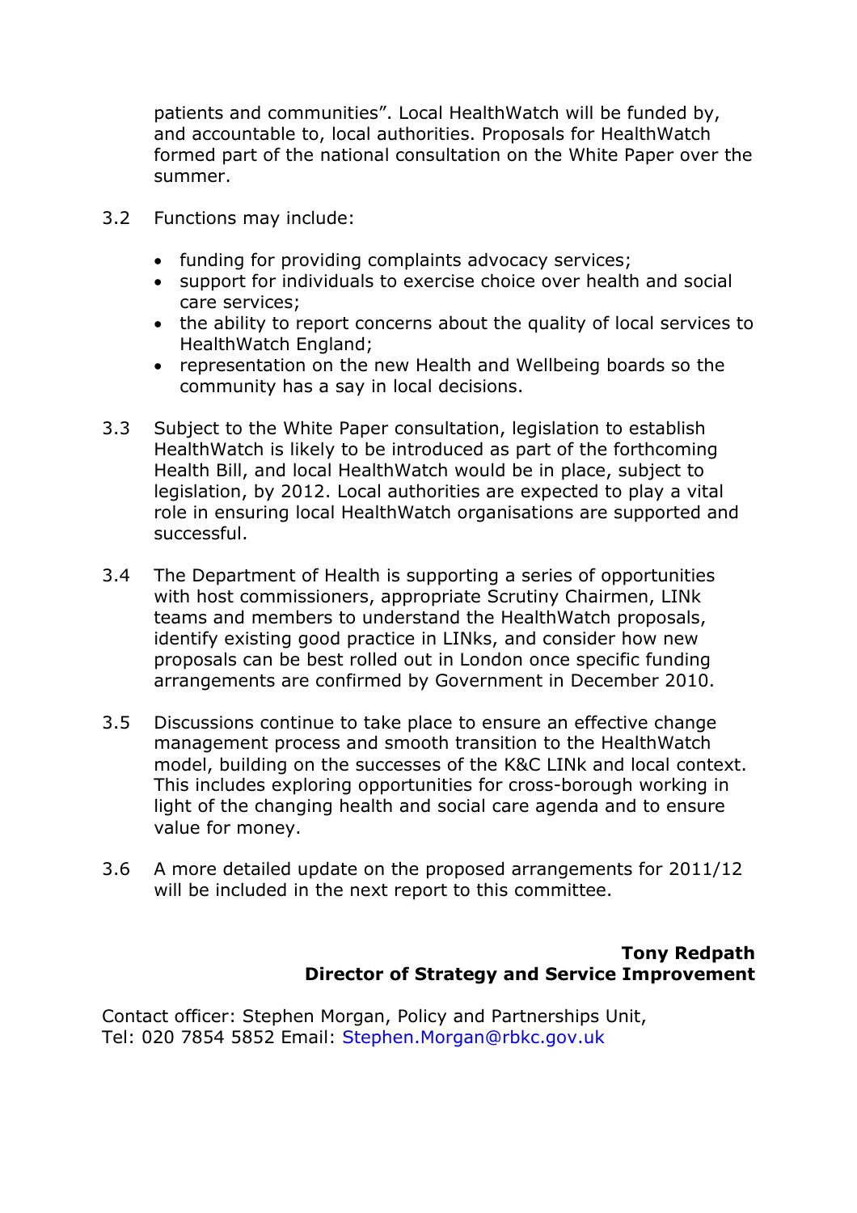patients and communities". Local HealthWatch will be funded by, and accountable to, local authorities. Proposals for HealthWatch formed part of the national consultation on the White Paper over the summer.

3.2 Functions may include:

- funding for providing complaints advocacy services;
- support for individuals to exercise choice over health and social care services;
- the ability to report concerns about the quality of local services to HealthWatch England;
- representation on the new Health and Wellbeing boards so the community has a say in local decisions.

3.3 Subject to the White Paper consultation, legislation to establish HealthWatch is likely to be introduced as part of the forthcoming Health Bill, and local HealthWatch would be in place, subject to legislation, by 2012. Local authorities are expected to play a vital role in ensuring local HealthWatch organisations are supported and successful.

3.4 The Department of Health is supporting a series of opportunities with host commissioners, appropriate Scrutiny Chairmen, LINk teams and members to understand the HealthWatch proposals, identify existing good practice in LINks, and consider how new proposals can be best rolled out in London once specific funding arrangements are confirmed by Government in December 2010.

3.5 Discussions continue to take place to ensure an effective change management process and smooth transition to the HealthWatch model, building on the successes of the K&C LINk and local context. This includes exploring opportunities for cross-borough working in light of the changing health and social care agenda and to ensure value for money.

3.6 A more detailed update on the proposed arrangements for 2011/12 will be included in the next report to this committee.

**Tony Redpath**
**Director of Strategy and Service Improvement**

Contact officer: Stephen Morgan, Policy and Partnerships Unit,
Tel: 020 7854 5852 Email: Stephen.Morgan@rbkc.gov.uk